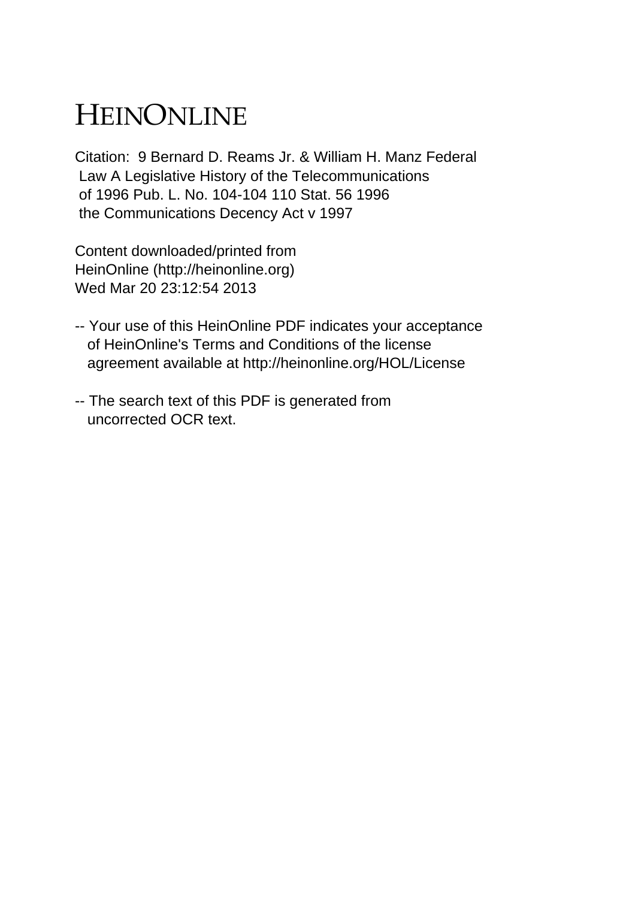# HEINONLINE

Citation: 9 Bernard D. Reams Jr. & William H. Manz Federal Law A Legislative History of the Telecommunications of 1996 Pub. L. No. 104-104 110 Stat. 56 1996 the Communications Decency Act v 1997

Content downloaded/printed from HeinOnline (http://heinonline.org) Wed Mar 20 23:12:54 2013

-- Your use of this HeinOnline PDF indicates your acceptance of HeinOnline's Terms and Conditions of the license agreement available at http://heinonline.org/HOL/License

-- The search text of this PDF is generated from uncorrected OCR text.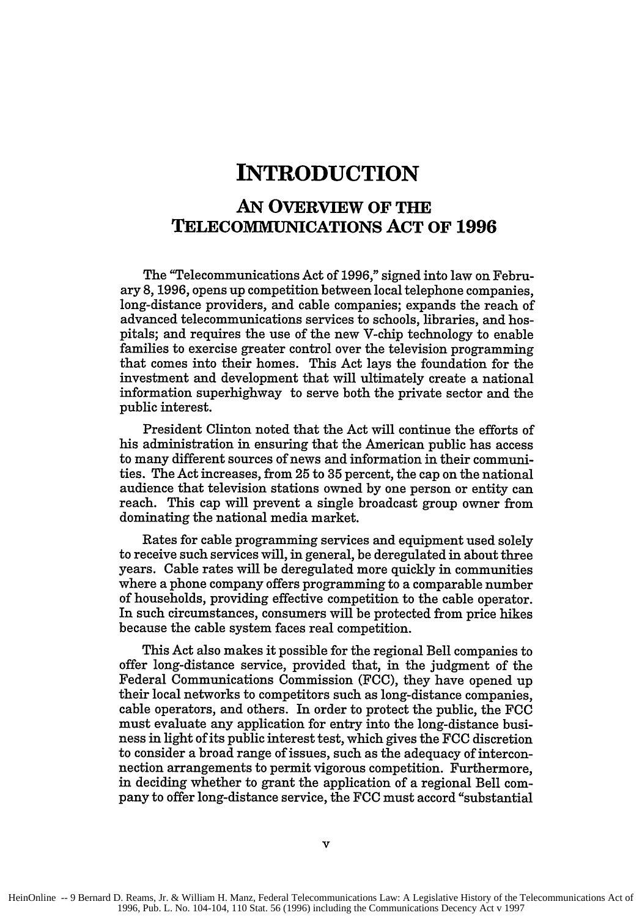# INTRODUCTION

## AN OVERVIEW OF THE TELECOMMUNICATIONS ACT OF 1996

The "Telecommunications Act of 1996," signed into law on February 8, 1996, opens up competition between local telephone companies, long-distance providers, and cable companies; expands the reach of advanced telecommunications services to schools, libraries, and hospitals; and requires the use of the new V-chip technology to enable families to exercise greater control over the television programming that comes into their homes. This Act lays the foundation for the investment and development that will ultimately create a national information superhighway to serve both the private sector and the public interest.

President Clinton noted that the Act will continue the efforts of his administration in ensuring that the American public has access to many different sources of news and information in their communities. The Act increases, from 25 to 35 percent, the cap on the national audience that television stations owned by one person or entity can reach. This cap will prevent a single broadcast group owner from dominating the national media market.

Rates for cable programming services and equipment used solely to receive such services will, in general, be deregulated in about three years. Cable rates will be deregulated more quickly in communities where a phone company offers programming to a comparable number of households, providing effective competition to the cable operator. In such circumstances, consumers will be protected from price hikes because the cable system faces real competition.

This Act also makes it possible for the regional Bell companies to offer long-distance service, provided that, in the judgment of the Federal Communications Commission (FCC), they have opened up their local networks to competitors such as long-distance companies, cable operators, and others. In order to protect the public, the FCC must evaluate any application for entry into the long-distance business in light of its public interest test, which gives the FCC discretion to consider a broad range of issues, such as the adequacy of interconnection arrangements to permit vigorous competition. Furthermore, in deciding whether to grant the application of a regional Bell company to offer long-distance service, the FCC must accord "substantial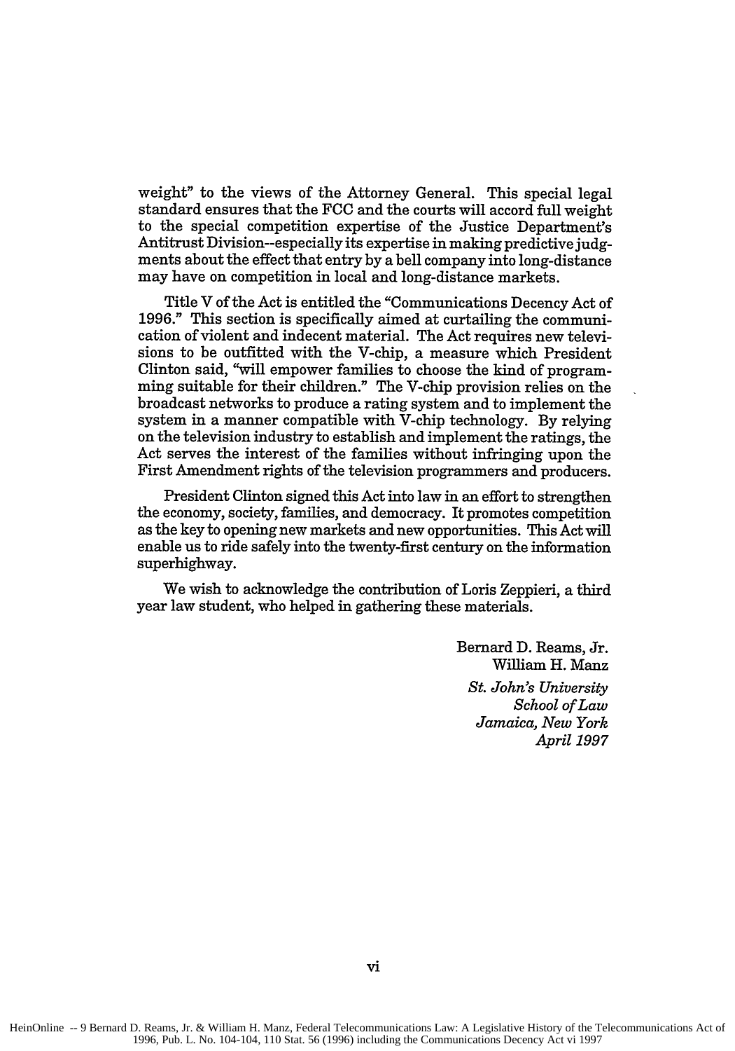weight" to the views of the Attorney General. This special legal standard ensures that the FCC and the courts will accord full weight to the special competition expertise of the Justice Department's Antitrust Division--especially its expertise in making predictive judgments about the effect that entry by a bell company into long-distance may have on competition in local and long-distance markets.

Title V of the Act is entitled the "Communications Decency Act of 1996." This section is specifically aimed at curtailing the communication of violent and indecent material. The Act requires new televisions to be outfitted with the V-chip, a measure which President Clinton said, "will empower families to choose the kind of programming suitable for their children." The V-chip provision relies on the broadcast networks to produce a rating system and to implement the system in a manner compatible with V-chip technology. By relying on the television industry to establish and implement the ratings, the Act serves the interest of the families without infringing upon the First Amendment rights of the television programmers and producers.

President Clinton signed this Act into law in an effort to strengthen the economy, society, families, and democracy. It promotes competition as the key to opening new markets and new opportunities. This Act will enable us to ride safely into the twenty-first century on the information superhighway.

We wish to acknowledge the contribution of Loris Zeppieri, a third year law student, who helped in gathering these materials.

Bernard D. Reams, Jr.
William H. Manz
*St. John's University*
*School of Law*
*Jamaica, New York*
*April 1997*